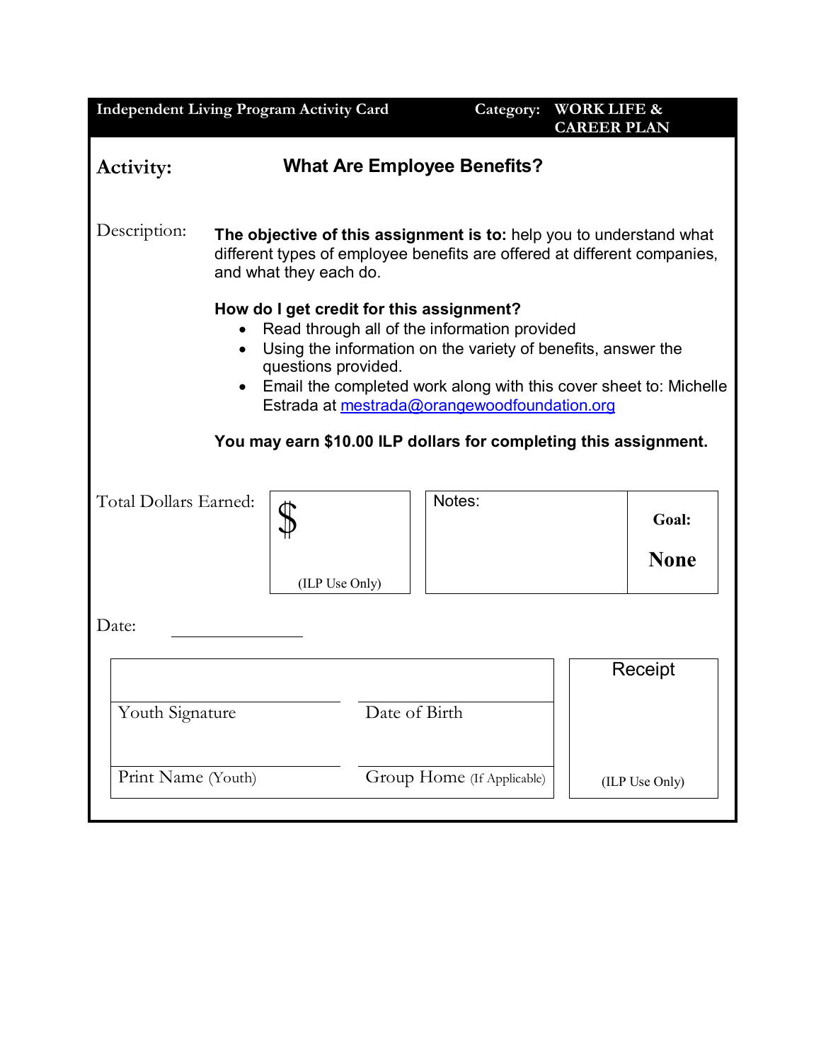**Independent Living Program Activity Card** | **Category: WORK LIFE & CAREER PLAN**

## Activity: What Are Employee Benefits?

Description:

**The objective of this assignment is to:** help you to understand what different types of employee benefits are offered at different companies, and what they each do.

**How do I get credit for this assignment?**

- Read through all of the information provided
- Using the information on the variety of benefits, answer the questions provided.
- Email the completed work along with this cover sheet to: Michelle Estrada at mestrada@orangewoodfoundation.org

**You may earn $10.00 ILP dollars for completing this assignment.**

| Total Dollars Earned: | $ (ILP Use Only) | Notes: | **Goal: None** |
|---|---|---|---|

Date: ______________

| | | |
|---|---|---|
| Youth Signature | Date of Birth | Receipt |
| Print Name (Youth) | Group Home (If Applicable) | (ILP Use Only) |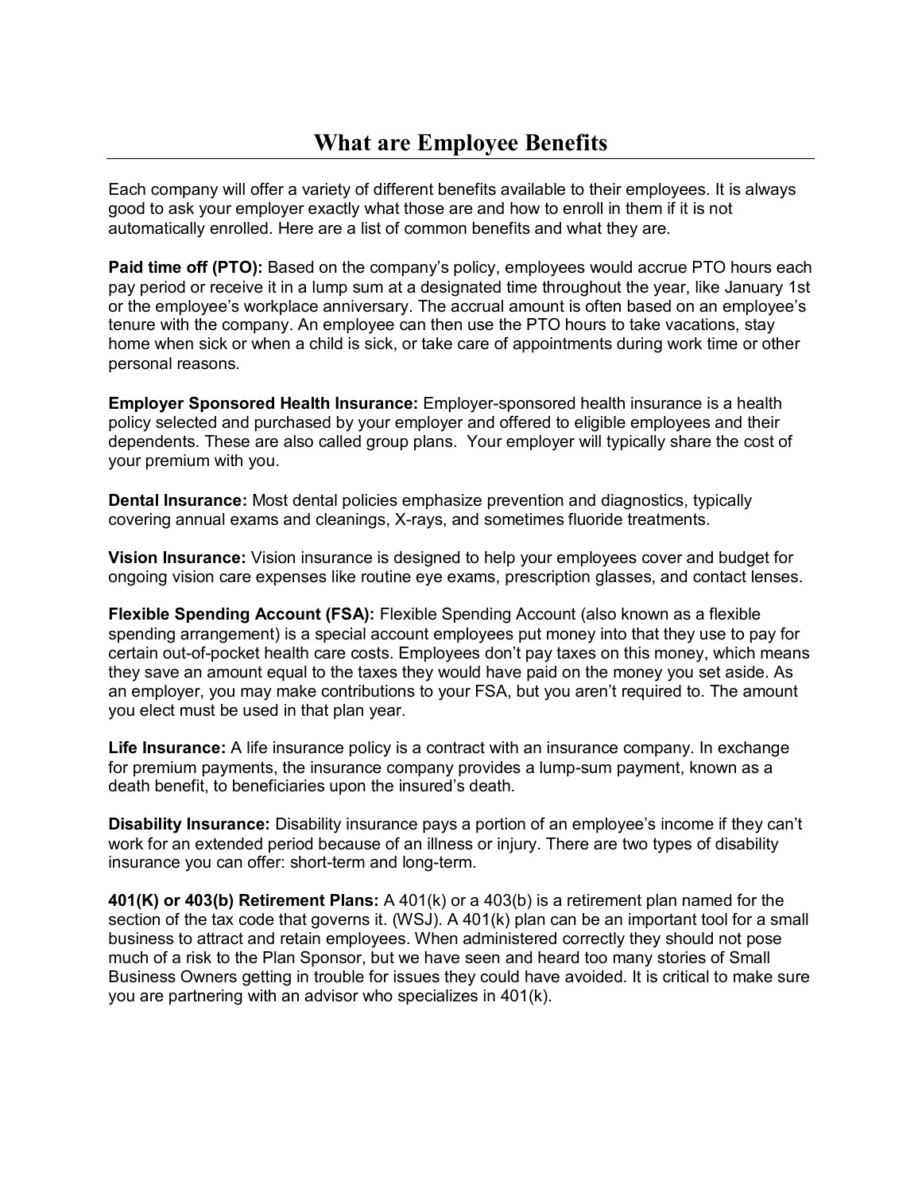# What are Employee Benefits

Each company will offer a variety of different benefits available to their employees. It is always good to ask your employer exactly what those are and how to enroll in them if it is not automatically enrolled. Here are a list of common benefits and what they are.

**Paid time off (PTO):** Based on the company's policy, employees would accrue PTO hours each pay period or receive it in a lump sum at a designated time throughout the year, like January 1st or the employee's workplace anniversary. The accrual amount is often based on an employee's tenure with the company. An employee can then use the PTO hours to take vacations, stay home when sick or when a child is sick, or take care of appointments during work time or other personal reasons.

**Employer Sponsored Health Insurance:** Employer-sponsored health insurance is a health policy selected and purchased by your employer and offered to eligible employees and their dependents. These are also called group plans. Your employer will typically share the cost of your premium with you.

**Dental Insurance:** Most dental policies emphasize prevention and diagnostics, typically covering annual exams and cleanings, X-rays, and sometimes fluoride treatments.

**Vision Insurance:** Vision insurance is designed to help your employees cover and budget for ongoing vision care expenses like routine eye exams, prescription glasses, and contact lenses.

**Flexible Spending Account (FSA):** Flexible Spending Account (also known as a flexible spending arrangement) is a special account employees put money into that they use to pay for certain out-of-pocket health care costs. Employees don't pay taxes on this money, which means they save an amount equal to the taxes they would have paid on the money you set aside. As an employer, you may make contributions to your FSA, but you aren't required to. The amount you elect must be used in that plan year.

**Life Insurance:** A life insurance policy is a contract with an insurance company. In exchange for premium payments, the insurance company provides a lump-sum payment, known as a death benefit, to beneficiaries upon the insured's death.

**Disability Insurance:** Disability insurance pays a portion of an employee's income if they can't work for an extended period because of an illness or injury. There are two types of disability insurance you can offer: short-term and long-term.

**401(K) or 403(b) Retirement Plans:** A 401(k) or a 403(b) is a retirement plan named for the section of the tax code that governs it. (WSJ). A 401(k) plan can be an important tool for a small business to attract and retain employees. When administered correctly they should not pose much of a risk to the Plan Sponsor, but we have seen and heard too many stories of Small Business Owners getting in trouble for issues they could have avoided. It is critical to make sure you are partnering with an advisor who specializes in 401(k).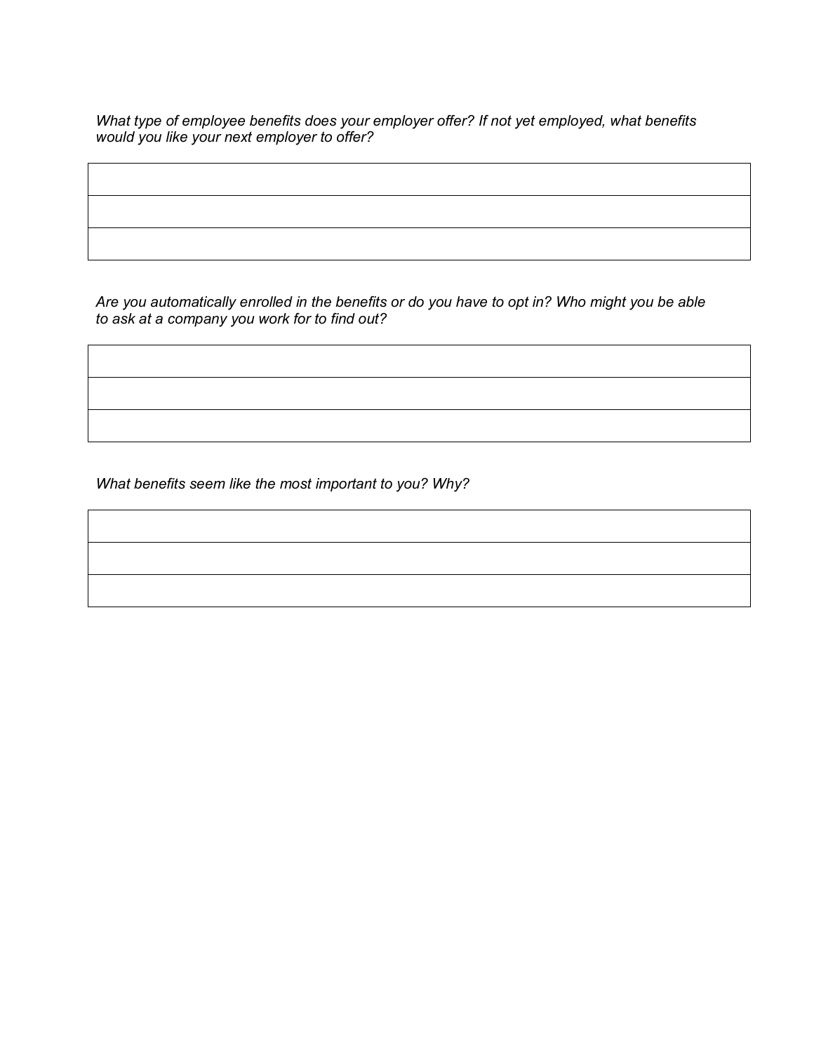*What type of employee benefits does your employer offer? If not yet employed, what benefits would you like your next employer to offer?*

| |
|---|
| |
| |
| |

*Are you automatically enrolled in the benefits or do you have to opt in? Who might you be able to ask at a company you work for to find out?*

| |
|---|
| |
| |
| |

*What benefits seem like the most important to you? Why?*

| |
|---|
| |
| |
| |